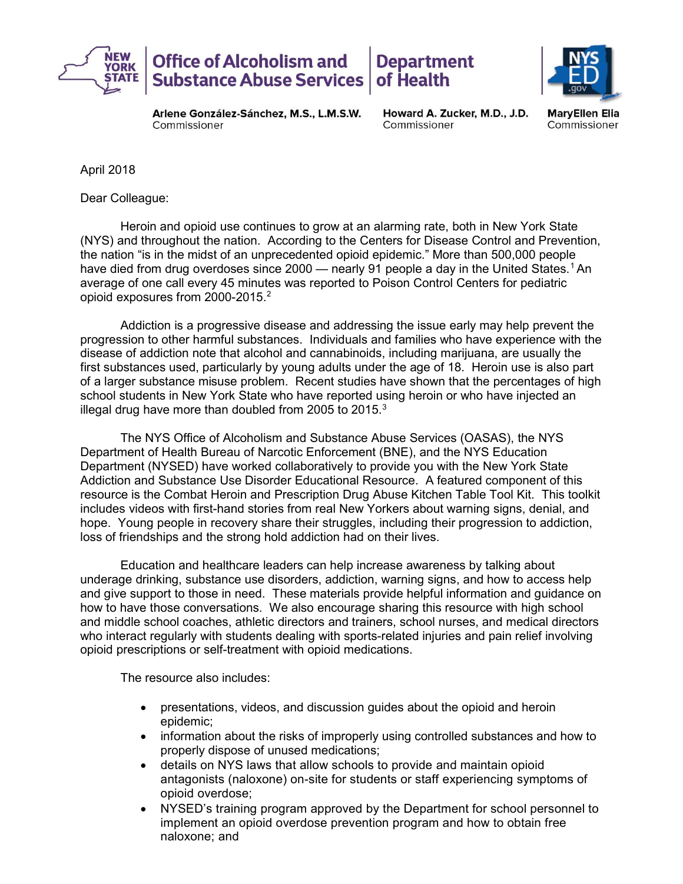**Office of Alcoholism and Substance Abuse Services** | **Department of Health**

**Arlene González-Sánchez, M.S., L.M.S.W.**
Commissioner

**Howard A. Zucker, M.D., J.D.**
Commissioner

**MaryEllen Elia**
Commissioner

April 2018

Dear Colleague:

Heroin and opioid use continues to grow at an alarming rate, both in New York State (NYS) and throughout the nation. According to the Centers for Disease Control and Prevention, the nation "is in the midst of an unprecedented opioid epidemic." More than 500,000 people have died from drug overdoses since 2000 — nearly 91 people a day in the United States.[1] An average of one call every 45 minutes was reported to Poison Control Centers for pediatric opioid exposures from 2000-2015.[2]

Addiction is a progressive disease and addressing the issue early may help prevent the progression to other harmful substances. Individuals and families who have experience with the disease of addiction note that alcohol and cannabinoids, including marijuana, are usually the first substances used, particularly by young adults under the age of 18. Heroin use is also part of a larger substance misuse problem. Recent studies have shown that the percentages of high school students in New York State who have reported using heroin or who have injected an illegal drug have more than doubled from 2005 to 2015.[3]

The NYS Office of Alcoholism and Substance Abuse Services (OASAS), the NYS Department of Health Bureau of Narcotic Enforcement (BNE), and the NYS Education Department (NYSED) have worked collaboratively to provide you with the New York State Addiction and Substance Use Disorder Educational Resource. A featured component of this resource is the Combat Heroin and Prescription Drug Abuse Kitchen Table Tool Kit. This toolkit includes videos with first-hand stories from real New Yorkers about warning signs, denial, and hope. Young people in recovery share their struggles, including their progression to addiction, loss of friendships and the strong hold addiction had on their lives.

Education and healthcare leaders can help increase awareness by talking about underage drinking, substance use disorders, addiction, warning signs, and how to access help and give support to those in need. These materials provide helpful information and guidance on how to have those conversations. We also encourage sharing this resource with high school and middle school coaches, athletic directors and trainers, school nurses, and medical directors who interact regularly with students dealing with sports-related injuries and pain relief involving opioid prescriptions or self-treatment with opioid medications.

The resource also includes:

- presentations, videos, and discussion guides about the opioid and heroin epidemic;
- information about the risks of improperly using controlled substances and how to properly dispose of unused medications;
- details on NYS laws that allow schools to provide and maintain opioid antagonists (naloxone) on-site for students or staff experiencing symptoms of opioid overdose;
- NYSED's training program approved by the Department for school personnel to implement an opioid overdose prevention program and how to obtain free naloxone; and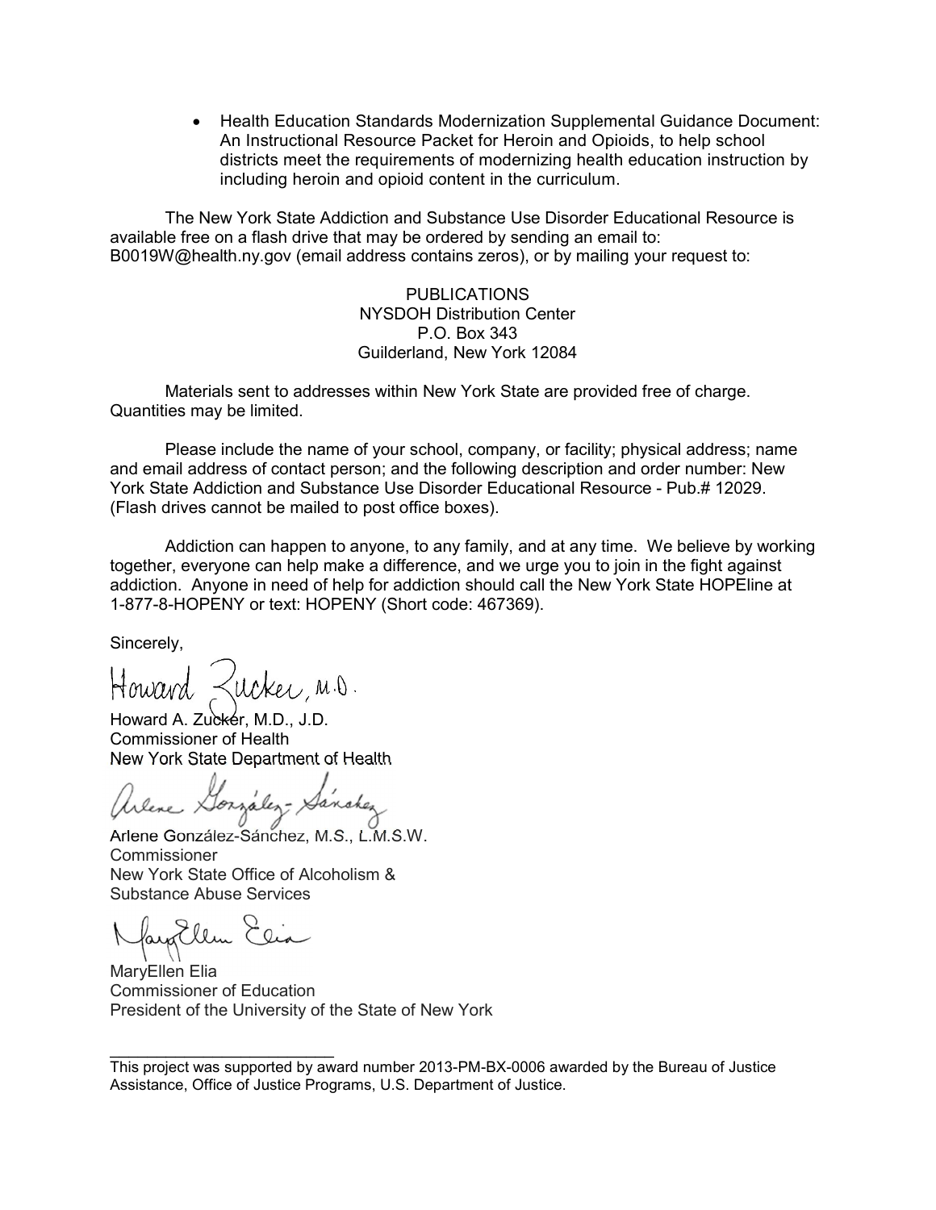- Health Education Standards Modernization Supplemental Guidance Document: An Instructional Resource Packet for Heroin and Opioids, to help school districts meet the requirements of modernizing health education instruction by including heroin and opioid content in the curriculum.

The New York State Addiction and Substance Use Disorder Educational Resource is available free on a flash drive that may be ordered by sending an email to: B0019W@health.ny.gov (email address contains zeros), or by mailing your request to:

PUBLICATIONS
NYSDOH Distribution Center
P.O. Box 343
Guilderland, New York 12084

Materials sent to addresses within New York State are provided free of charge. Quantities may be limited.

Please include the name of your school, company, or facility; physical address; name and email address of contact person; and the following description and order number: New York State Addiction and Substance Use Disorder Educational Resource - Pub.# 12029. (Flash drives cannot be mailed to post office boxes).

Addiction can happen to anyone, to any family, and at any time. We believe by working together, everyone can help make a difference, and we urge you to join in the fight against addiction. Anyone in need of help for addiction should call the New York State HOPEline at 1-877-8-HOPENY or text: HOPENY (Short code: 467369).

Sincerely,

Howard A. Zucker, M.D., J.D.
Commissioner of Health
New York State Department of Health

Arlene González-Sánchez, M.S., L.M.S.W.
Commissioner
New York State Office of Alcoholism & Substance Abuse Services

MaryEllen Elia
Commissioner of Education
President of the University of the State of New York

---

This project was supported by award number 2013-PM-BX-0006 awarded by the Bureau of Justice Assistance, Office of Justice Programs, U.S. Department of Justice.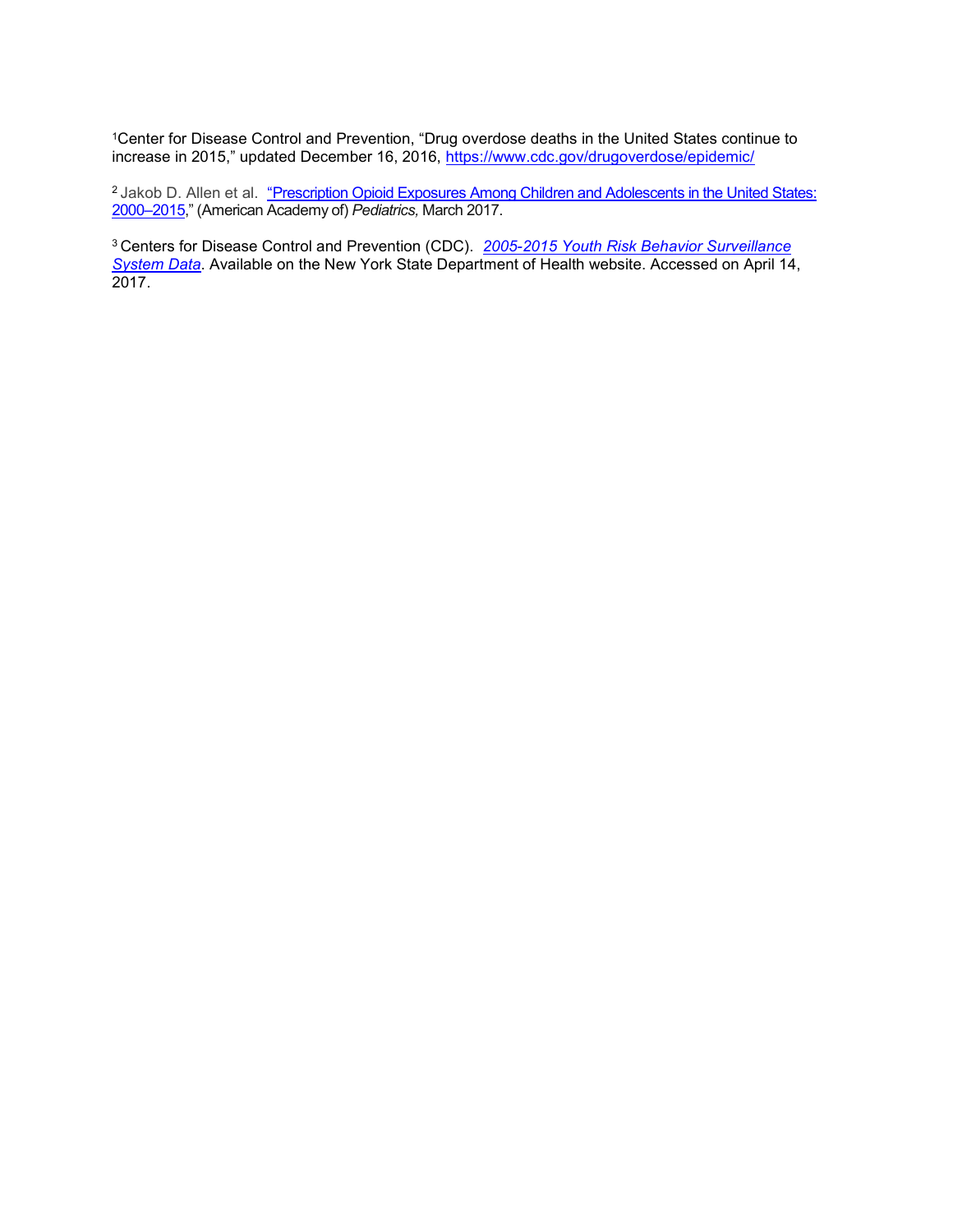[1]Center for Disease Control and Prevention, "Drug overdose deaths in the United States continue to increase in 2015," updated December 16, 2016, [https://www.cdc.gov/drugoverdose/epidemic/](https://www.cdc.gov/drugoverdose/epidemic/)

[2] Jakob D. Allen et al. "[Prescription Opioid Exposures Among Children and Adolescents in the United States: 2000–2015](#)," (American Academy of) *Pediatrics,* March 2017.

[3] Centers for Disease Control and Prevention (CDC). [*2005-2015 Youth Risk Behavior Surveillance System Data*](#). Available on the New York State Department of Health website. Accessed on April 14, 2017.